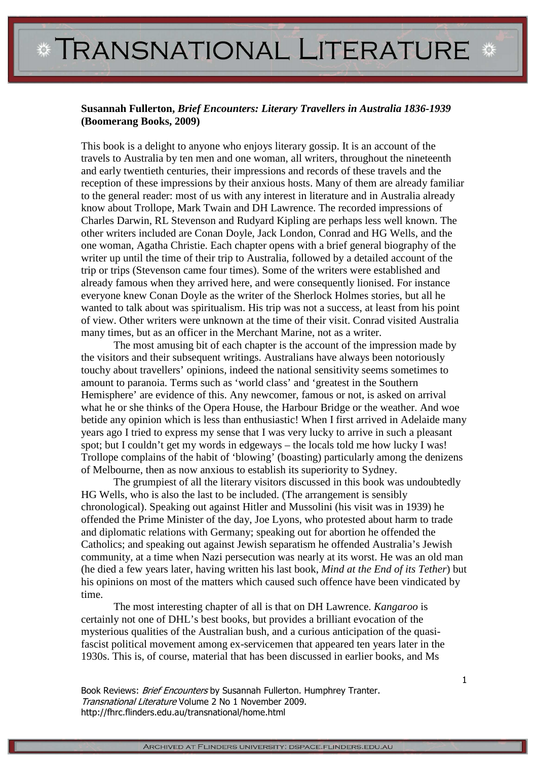**Susannah Fullerton, *Brief Encounters: Literary Travellers in Australia 1836-1939* (Boomerang Books, 2009)**

This book is a delight to anyone who enjoys literary gossip. It is an account of the travels to Australia by ten men and one woman, all writers, throughout the nineteenth and early twentieth centuries, their impressions and records of these travels and the reception of these impressions by their anxious hosts. Many of them are already familiar to the general reader: most of us with any interest in literature and in Australia already know about Trollope, Mark Twain and DH Lawrence. The recorded impressions of Charles Darwin, RL Stevenson and Rudyard Kipling are perhaps less well known. The other writers included are Conan Doyle, Jack London, Conrad and HG Wells, and the one woman, Agatha Christie. Each chapter opens with a brief general biography of the writer up until the time of their trip to Australia, followed by a detailed account of the trip or trips (Stevenson came four times). Some of the writers were established and already famous when they arrived here, and were consequently lionised. For instance everyone knew Conan Doyle as the writer of the Sherlock Holmes stories, but all he wanted to talk about was spiritualism. His trip was not a success, at least from his point of view. Other writers were unknown at the time of their visit. Conrad visited Australia many times, but as an officer in the Merchant Marine, not as a writer.

The most amusing bit of each chapter is the account of the impression made by the visitors and their subsequent writings. Australians have always been notoriously touchy about travellers' opinions, indeed the national sensitivity seems sometimes to amount to paranoia. Terms such as 'world class' and 'greatest in the Southern Hemisphere' are evidence of this. Any newcomer, famous or not, is asked on arrival what he or she thinks of the Opera House, the Harbour Bridge or the weather. And woe betide any opinion which is less than enthusiastic! When I first arrived in Adelaide many years ago I tried to express my sense that I was very lucky to arrive in such a pleasant spot; but I couldn't get my words in edgeways – the locals told me how lucky I was! Trollope complains of the habit of 'blowing' (boasting) particularly among the denizens of Melbourne, then as now anxious to establish its superiority to Sydney.

The grumpiest of all the literary visitors discussed in this book was undoubtedly HG Wells, who is also the last to be included. (The arrangement is sensibly chronological). Speaking out against Hitler and Mussolini (his visit was in 1939) he offended the Prime Minister of the day, Joe Lyons, who protested about harm to trade and diplomatic relations with Germany; speaking out for abortion he offended the Catholics; and speaking out against Jewish separatism he offended Australia's Jewish community, at a time when Nazi persecution was nearly at its worst. He was an old man (he died a few years later, having written his last book, *Mind at the End of its Tether*) but his opinions on most of the matters which caused such offence have been vindicated by time.

The most interesting chapter of all is that on DH Lawrence. *Kangaroo* is certainly not one of DHL's best books, but provides a brilliant evocation of the mysterious qualities of the Australian bush, and a curious anticipation of the quasi-fascist political movement among ex-servicemen that appeared ten years later in the 1930s. This is, of course, material that has been discussed in earlier books, and Ms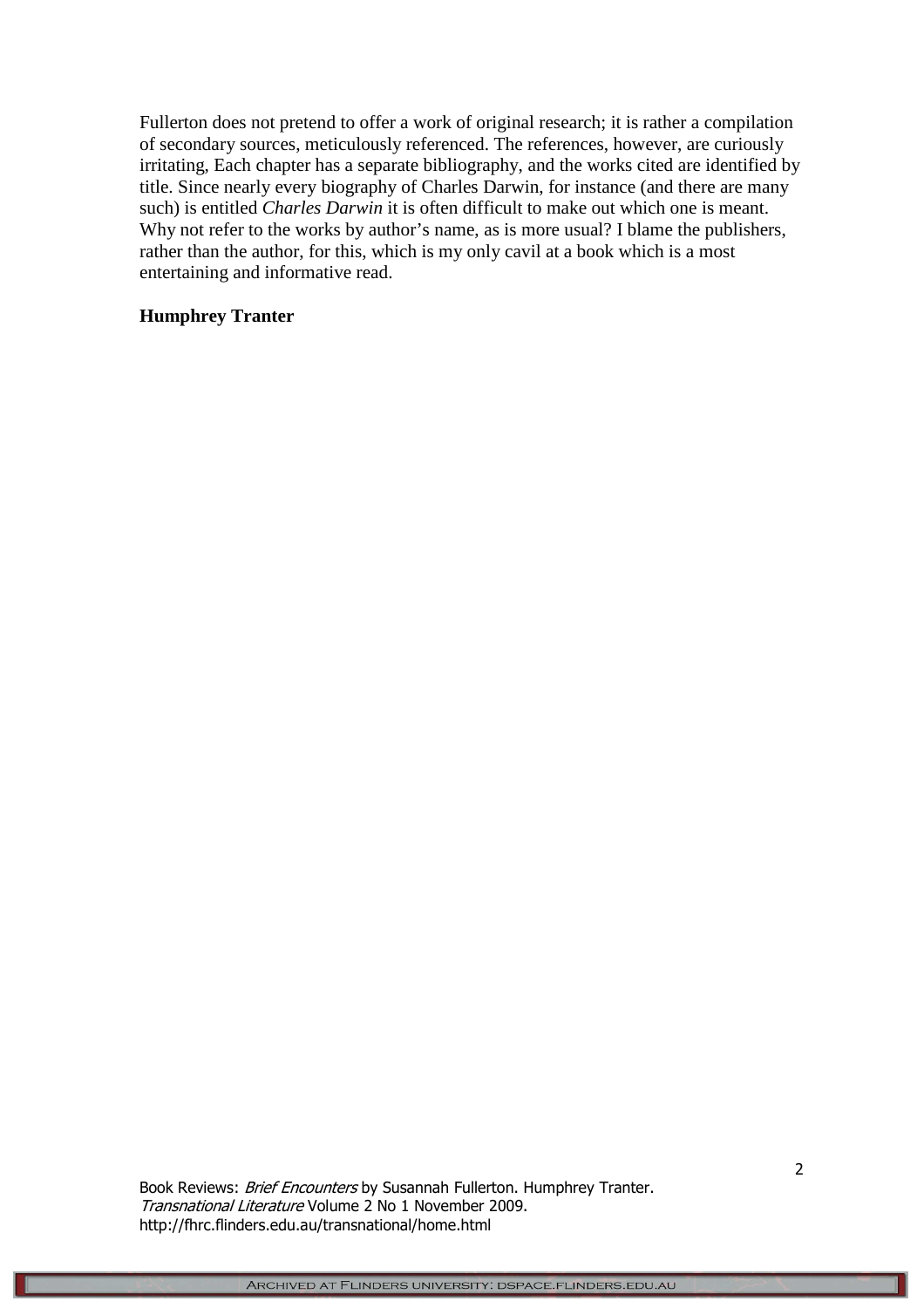Fullerton does not pretend to offer a work of original research; it is rather a compilation of secondary sources, meticulously referenced. The references, however, are curiously irritating, Each chapter has a separate bibliography, and the works cited are identified by title. Since nearly every biography of Charles Darwin, for instance (and there are many such) is entitled *Charles Darwin* it is often difficult to make out which one is meant. Why not refer to the works by author's name, as is more usual? I blame the publishers, rather than the author, for this, which is my only cavil at a book which is a most entertaining and informative read.

**Humphrey Tranter**